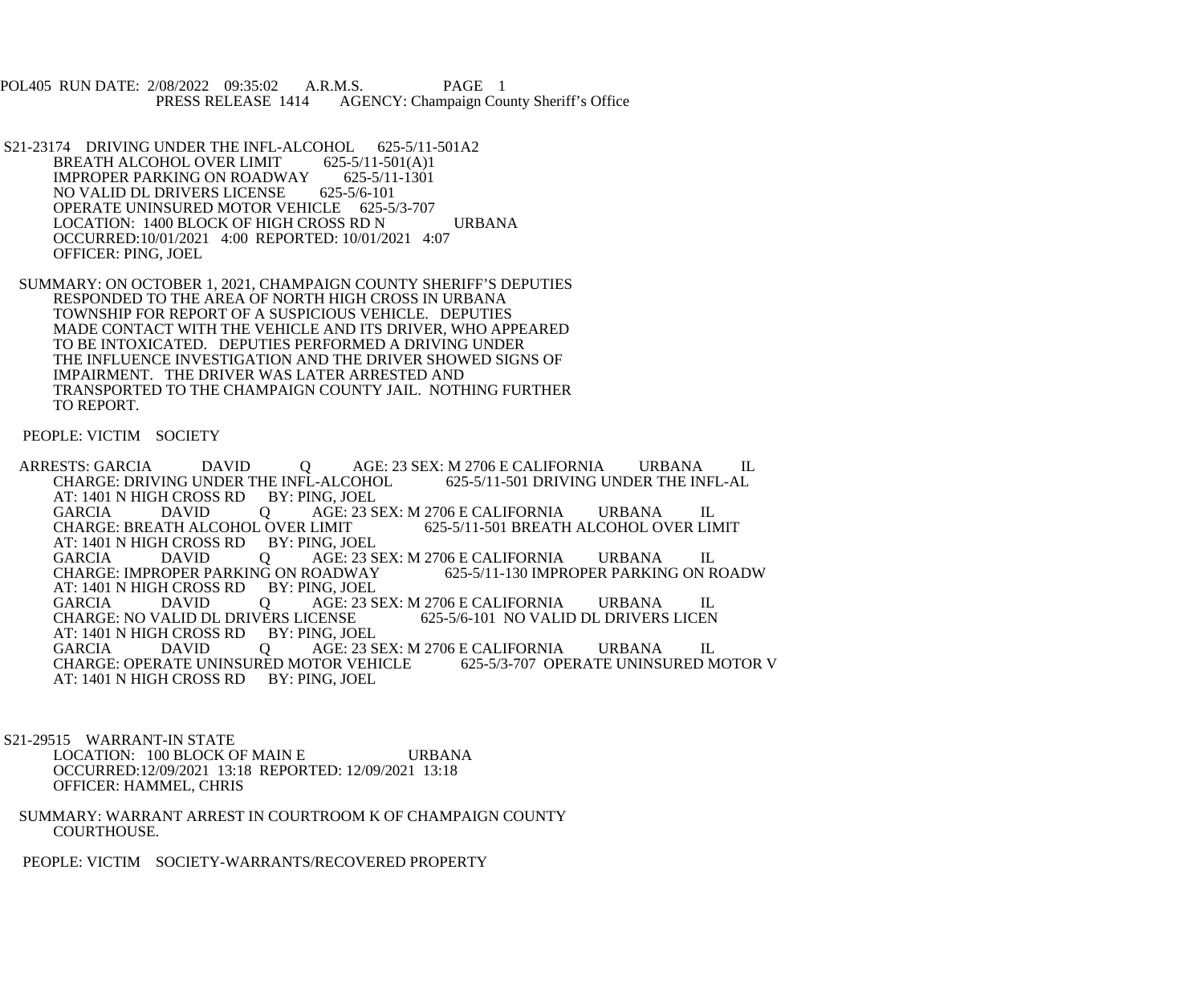POL405 RUN DATE: 2/08/2022 09:35:02 A.R.M.S. PAGE 1
PRESS RELEASE 1414 AGENCY: Champaign County Sheriff's Office

S21-23174 DRIVING UNDER THE INFL-ALCOHOL 625-5/11-501A2
BREATH ALCOHOL OVER LIMIT 625-5/11-501(A)1
IMPROPER PARKING ON ROADWAY 625-5/11-1301
NO VALID DL DRIVERS LICENSE 625-5/6-101
OPERATE UNINSURED MOTOR VEHICLE 625-5/3-707
LOCATION: 1400 BLOCK OF HIGH CROSS RD N URBANA
OCCURRED:10/01/2021 4:00 REPORTED: 10/01/2021 4:07
OFFICER: PING, JOEL

SUMMARY: ON OCTOBER 1, 2021, CHAMPAIGN COUNTY SHERIFF'S DEPUTIES RESPONDED TO THE AREA OF NORTH HIGH CROSS IN URBANA TOWNSHIP FOR REPORT OF A SUSPICIOUS VEHICLE. DEPUTIES MADE CONTACT WITH THE VEHICLE AND ITS DRIVER, WHO APPEARED TO BE INTOXICATED. DEPUTIES PERFORMED A DRIVING UNDER THE INFLUENCE INVESTIGATION AND THE DRIVER SHOWED SIGNS OF IMPAIRMENT. THE DRIVER WAS LATER ARRESTED AND TRANSPORTED TO THE CHAMPAIGN COUNTY JAIL. NOTHING FURTHER TO REPORT.

PEOPLE: VICTIM SOCIETY

ARRESTS: GARCIA DAVID Q AGE: 23 SEX: M 2706 E CALIFORNIA URBANA IL
CHARGE: DRIVING UNDER THE INFL-ALCOHOL 625-5/11-501 DRIVING UNDER THE INFL-AL
AT: 1401 N HIGH CROSS RD BY: PING, JOEL
GARCIA DAVID Q AGE: 23 SEX: M 2706 E CALIFORNIA URBANA IL
CHARGE: BREATH ALCOHOL OVER LIMIT 625-5/11-501 BREATH ALCOHOL OVER LIMIT
AT: 1401 N HIGH CROSS RD BY: PING, JOEL
GARCIA DAVID Q AGE: 23 SEX: M 2706 E CALIFORNIA URBANA IL
CHARGE: IMPROPER PARKING ON ROADWAY 625-5/11-130 IMPROPER PARKING ON ROADW
AT: 1401 N HIGH CROSS RD BY: PING, JOEL
GARCIA DAVID Q AGE: 23 SEX: M 2706 E CALIFORNIA URBANA IL
CHARGE: NO VALID DL DRIVERS LICENSE 625-5/6-101 NO VALID DL DRIVERS LICEN
AT: 1401 N HIGH CROSS RD BY: PING, JOEL
GARCIA DAVID Q AGE: 23 SEX: M 2706 E CALIFORNIA URBANA IL
CHARGE: OPERATE UNINSURED MOTOR VEHICLE 625-5/3-707 OPERATE UNINSURED MOTOR V
AT: 1401 N HIGH CROSS RD BY: PING, JOEL

S21-29515 WARRANT-IN STATE
LOCATION: 100 BLOCK OF MAIN E URBANA
OCCURRED:12/09/2021 13:18 REPORTED: 12/09/2021 13:18
OFFICER: HAMMEL, CHRIS

SUMMARY: WARRANT ARREST IN COURTROOM K OF CHAMPAIGN COUNTY COURTHOUSE.

PEOPLE: VICTIM SOCIETY-WARRANTS/RECOVERED PROPERTY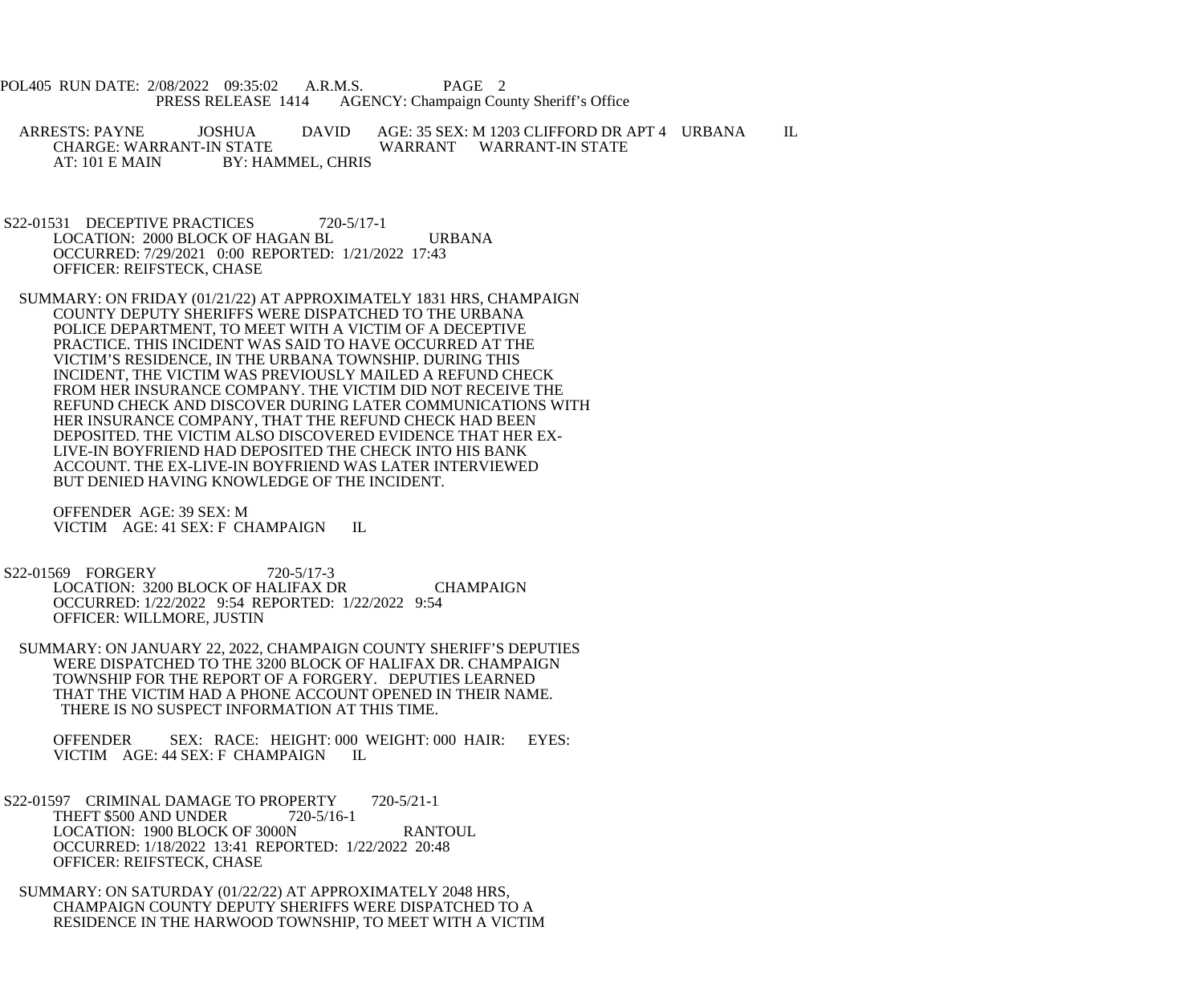POL405 RUN DATE: 2/08/2022 09:35:02 A.R.M.S. PAGE 2
PRESS RELEASE 1414 AGENCY: Champaign County Sheriff's Office

ARRESTS: PAYNE JOSHUA DAVID AGE: 35 SEX: M 1203 CLIFFORD DR APT 4 URBANA IL
CHARGE: WARRANT-IN STATE WARRANT WARRANT-IN STATE
AT: 101 E MAIN BY: HAMMEL, CHRIS

S22-01531 DECEPTIVE PRACTICES 720-5/17-1
LOCATION: 2000 BLOCK OF HAGAN BL URBANA
OCCURRED: 7/29/2021 0:00 REPORTED: 1/21/2022 17:43
OFFICER: REIFSTECK, CHASE

SUMMARY: ON FRIDAY (01/21/22) AT APPROXIMATELY 1831 HRS, CHAMPAIGN COUNTY DEPUTY SHERIFFS WERE DISPATCHED TO THE URBANA POLICE DEPARTMENT, TO MEET WITH A VICTIM OF A DECEPTIVE PRACTICE. THIS INCIDENT WAS SAID TO HAVE OCCURRED AT THE VICTIM'S RESIDENCE, IN THE URBANA TOWNSHIP. DURING THIS INCIDENT, THE VICTIM WAS PREVIOUSLY MAILED A REFUND CHECK FROM HER INSURANCE COMPANY. THE VICTIM DID NOT RECEIVE THE REFUND CHECK AND DISCOVER DURING LATER COMMUNICATIONS WITH HER INSURANCE COMPANY, THAT THE REFUND CHECK HAD BEEN DEPOSITED. THE VICTIM ALSO DISCOVERED EVIDENCE THAT HER EX-LIVE-IN BOYFRIEND HAD DEPOSITED THE CHECK INTO HIS BANK ACCOUNT. THE EX-LIVE-IN BOYFRIEND WAS LATER INTERVIEWED BUT DENIED HAVING KNOWLEDGE OF THE INCIDENT.

OFFENDER AGE: 39 SEX: M
VICTIM AGE: 41 SEX: F CHAMPAIGN IL

S22-01569 FORGERY 720-5/17-3
LOCATION: 3200 BLOCK OF HALIFAX DR CHAMPAIGN
OCCURRED: 1/22/2022 9:54 REPORTED: 1/22/2022 9:54
OFFICER: WILLMORE, JUSTIN

SUMMARY: ON JANUARY 22, 2022, CHAMPAIGN COUNTY SHERIFF'S DEPUTIES WERE DISPATCHED TO THE 3200 BLOCK OF HALIFAX DR. CHAMPAIGN TOWNSHIP FOR THE REPORT OF A FORGERY. DEPUTIES LEARNED THAT THE VICTIM HAD A PHONE ACCOUNT OPENED IN THEIR NAME. THERE IS NO SUSPECT INFORMATION AT THIS TIME.

OFFENDER SEX: RACE: HEIGHT: 000 WEIGHT: 000 HAIR: EYES:
VICTIM AGE: 44 SEX: F CHAMPAIGN IL

S22-01597 CRIMINAL DAMAGE TO PROPERTY 720-5/21-1
THEFT $500 AND UNDER 720-5/16-1
LOCATION: 1900 BLOCK OF 3000N RANTOUL
OCCURRED: 1/18/2022 13:41 REPORTED: 1/22/2022 20:48
OFFICER: REIFSTECK, CHASE

SUMMARY: ON SATURDAY (01/22/22) AT APPROXIMATELY 2048 HRS, CHAMPAIGN COUNTY DEPUTY SHERIFFS WERE DISPATCHED TO A RESIDENCE IN THE HARWOOD TOWNSHIP, TO MEET WITH A VICTIM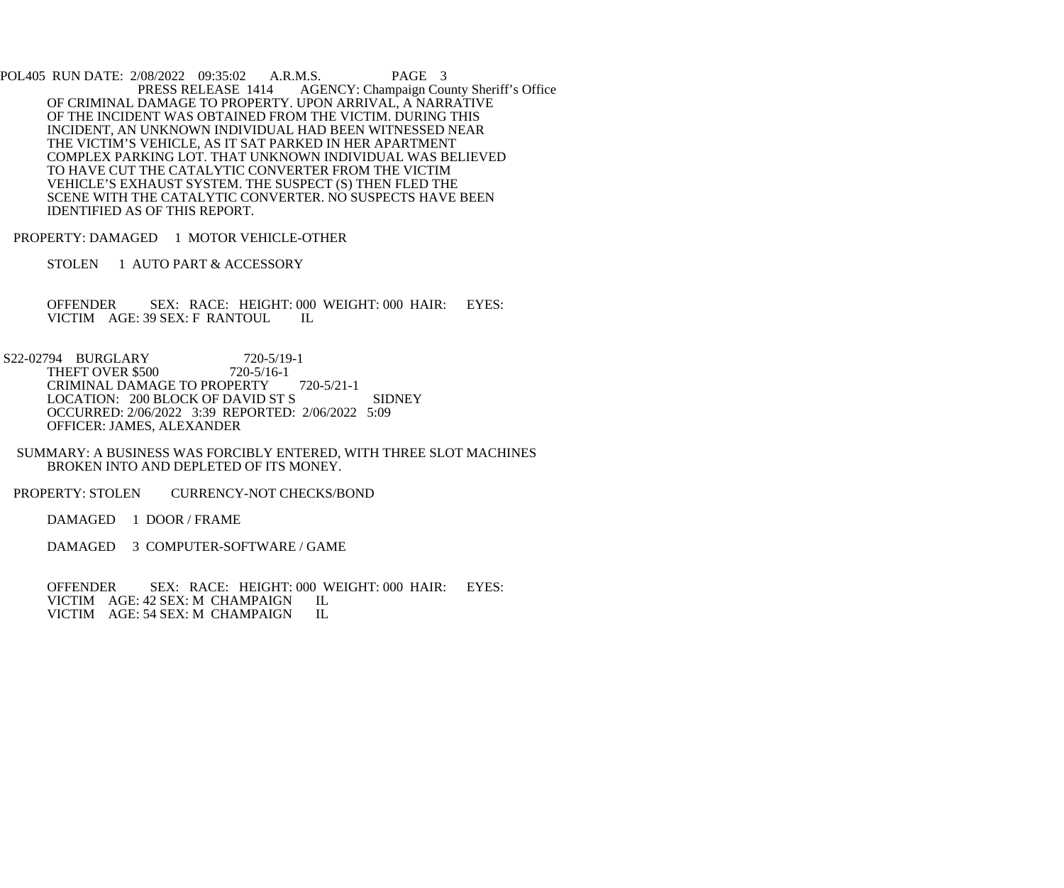OF CRIMINAL DAMAGE TO PROPERTY. UPON ARRIVAL, A NARRATIVE OF THE INCIDENT WAS OBTAINED FROM THE VICTIM. DURING THIS INCIDENT, AN UNKNOWN INDIVIDUAL HAD BEEN WITNESSED NEAR THE VICTIM'S VEHICLE, AS IT SAT PARKED IN HER APARTMENT COMPLEX PARKING LOT. THAT UNKNOWN INDIVIDUAL WAS BELIEVED TO HAVE CUT THE CATALYTIC CONVERTER FROM THE VICTIM VEHICLE'S EXHAUST SYSTEM. THE SUSPECT (S) THEN FLED THE SCENE WITH THE CATALYTIC CONVERTER. NO SUSPECTS HAVE BEEN IDENTIFIED AS OF THIS REPORT.

PROPERTY: DAMAGED 1 MOTOR VEHICLE-OTHER

STOLEN 1 AUTO PART & ACCESSORY

OFFENDER SEX: RACE: HEIGHT: 000 WEIGHT: 000 HAIR: EYES:
VICTIM AGE: 39 SEX: F RANTOUL IL

S22-02794 BURGLARY 720-5/19-1
THEFT OVER $500 720-5/16-1
CRIMINAL DAMAGE TO PROPERTY 720-5/21-1
LOCATION: 200 BLOCK OF DAVID ST S SIDNEY
OCCURRED: 2/06/2022 3:39 REPORTED: 2/06/2022 5:09
OFFICER: JAMES, ALEXANDER

SUMMARY: A BUSINESS WAS FORCIBLY ENTERED, WITH THREE SLOT MACHINES BROKEN INTO AND DEPLETED OF ITS MONEY.

PROPERTY: STOLEN CURRENCY-NOT CHECKS/BOND

DAMAGED 1 DOOR / FRAME

DAMAGED 3 COMPUTER-SOFTWARE / GAME

OFFENDER SEX: RACE: HEIGHT: 000 WEIGHT: 000 HAIR: EYES:
VICTIM AGE: 42 SEX: M CHAMPAIGN IL
VICTIM AGE: 54 SEX: M CHAMPAIGN IL